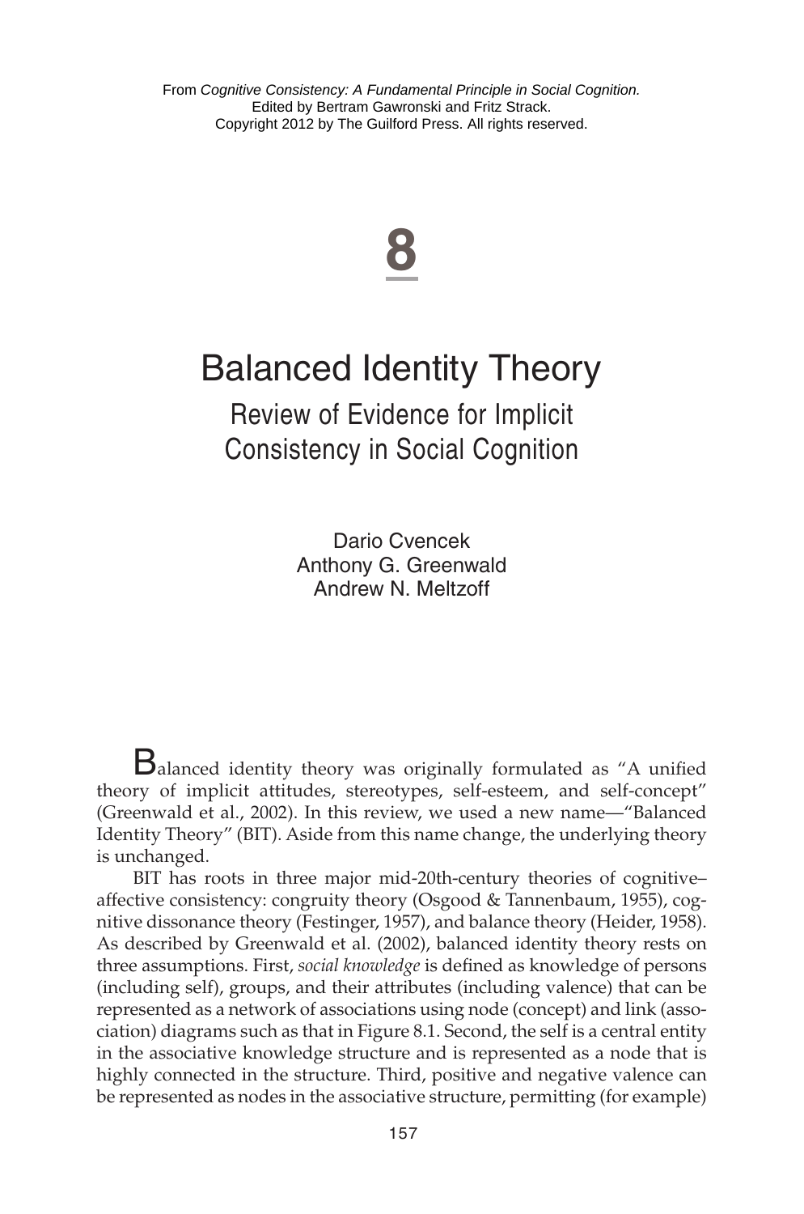From *Cognitive Consistency: A Fundamental Principle in Social Cognition.*
Edited by Bertram Gawronski and Fritz Strack.
Copyright 2012 by The Guilford Press. All rights reserved.

# 8

# Balanced Identity Theory

## Review of Evidence for Implicit Consistency in Social Cognition

Dario Cvencek
Anthony G. Greenwald
Andrew N. Meltzoff

Balanced identity theory was originally formulated as "A unified theory of implicit attitudes, stereotypes, self-esteem, and self-concept" (Greenwald et al., 2002). In this review, we used a new name—"Balanced Identity Theory" (BIT). Aside from this name change, the underlying theory is unchanged.

BIT has roots in three major mid-20th-century theories of cognitive–affective consistency: congruity theory (Osgood & Tannenbaum, 1955), cognitive dissonance theory (Festinger, 1957), and balance theory (Heider, 1958). As described by Greenwald et al. (2002), balanced identity theory rests on three assumptions. First, *social knowledge* is defined as knowledge of persons (including self), groups, and their attributes (including valence) that can be represented as a network of associations using node (concept) and link (association) diagrams such as that in Figure 8.1. Second, the self is a central entity in the associative knowledge structure and is represented as a node that is highly connected in the structure. Third, positive and negative valence can be represented as nodes in the associative structure, permitting (for example)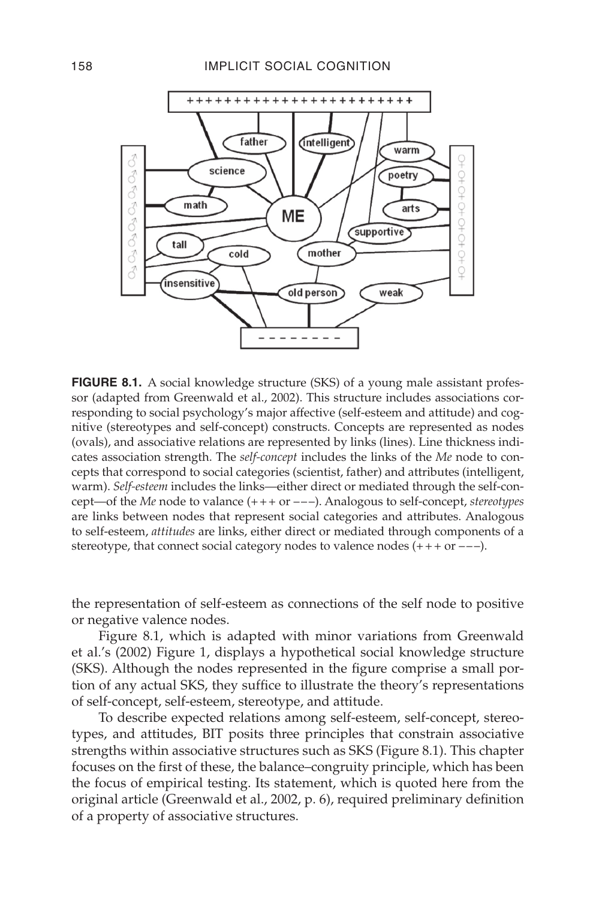**FIGURE 8.1.** A social knowledge structure (SKS) of a young male assistant professor (adapted from Greenwald et al., 2002). This structure includes associations corresponding to social psychology's major affective (self-esteem and attitude) and cognitive (stereotypes and self-concept) constructs. Concepts are represented as nodes (ovals), and associative relations are represented by links (lines). Line thickness indicates association strength. The *self-concept* includes the links of the *Me* node to concepts that correspond to social categories (scientist, father) and attributes (intelligent, warm). *Self-esteem* includes the links—either direct or mediated through the self-concept—of the *Me* node to valance (+++ or −−−). Analogous to self-concept, *stereotypes* are links between nodes that represent social categories and attributes. Analogous to self-esteem, *attitudes* are links, either direct or mediated through components of a stereotype, that connect social category nodes to valence nodes (+++ or −−−).

the representation of self-esteem as connections of the self node to positive or negative valence nodes.

Figure 8.1, which is adapted with minor variations from Greenwald et al.'s (2002) Figure 1, displays a hypothetical social knowledge structure (SKS). Although the nodes represented in the figure comprise a small portion of any actual SKS, they suffice to illustrate the theory's representations of self-concept, self-esteem, stereotype, and attitude.

To describe expected relations among self-esteem, self-concept, stereotypes, and attitudes, BIT posits three principles that constrain associative strengths within associative structures such as SKS (Figure 8.1). This chapter focuses on the first of these, the balance–congruity principle, which has been the focus of empirical testing. Its statement, which is quoted here from the original article (Greenwald et al., 2002, p. 6), required preliminary definition of a property of associative structures.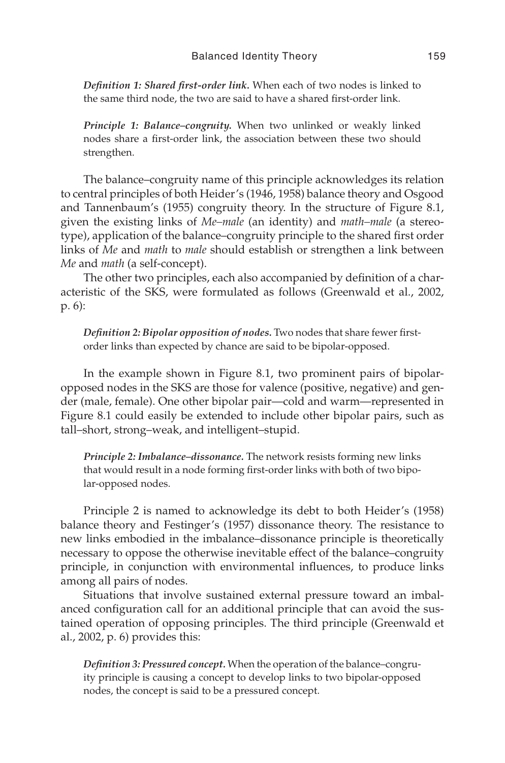*Definition 1: Shared first-order link.* When each of two nodes is linked to the same third node, the two are said to have a shared first-order link.

*Principle 1: Balance–congruity.* When two unlinked or weakly linked nodes share a first-order link, the association between these two should strengthen.

The balance–congruity name of this principle acknowledges its relation to central principles of both Heider's (1946, 1958) balance theory and Osgood and Tannenbaum's (1955) congruity theory. In the structure of Figure 8.1, given the existing links of *Me–male* (an identity) and *math–male* (a stereotype), application of the balance–congruity principle to the shared first order links of *Me* and *math* to *male* should establish or strengthen a link between *Me* and *math* (a self-concept).

The other two principles, each also accompanied by definition of a characteristic of the SKS, were formulated as follows (Greenwald et al., 2002, p. 6):

*Definition 2: Bipolar opposition of nodes.* Two nodes that share fewer first-order links than expected by chance are said to be bipolar-opposed.

In the example shown in Figure 8.1, two prominent pairs of bipolar-opposed nodes in the SKS are those for valence (positive, negative) and gender (male, female). One other bipolar pair—cold and warm—represented in Figure 8.1 could easily be extended to include other bipolar pairs, such as tall–short, strong–weak, and intelligent–stupid.

*Principle 2: Imbalance–dissonance.* The network resists forming new links that would result in a node forming first-order links with both of two bipolar-opposed nodes.

Principle 2 is named to acknowledge its debt to both Heider's (1958) balance theory and Festinger's (1957) dissonance theory. The resistance to new links embodied in the imbalance–dissonance principle is theoretically necessary to oppose the otherwise inevitable effect of the balance–congruity principle, in conjunction with environmental influences, to produce links among all pairs of nodes.

Situations that involve sustained external pressure toward an imbalanced configuration call for an additional principle that can avoid the sustained operation of opposing principles. The third principle (Greenwald et al., 2002, p. 6) provides this:

*Definition 3: Pressured concept.* When the operation of the balance–congruity principle is causing a concept to develop links to two bipolar-opposed nodes, the concept is said to be a pressured concept.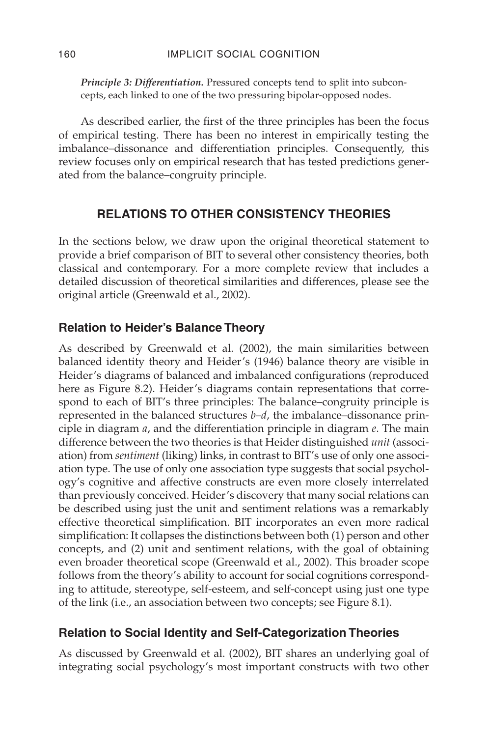*Principle 3: Differentiation.* Pressured concepts tend to split into subconcepts, each linked to one of the two pressuring bipolar-opposed nodes.

As described earlier, the first of the three principles has been the focus of empirical testing. There has been no interest in empirically testing the imbalance–dissonance and differentiation principles. Consequently, this review focuses only on empirical research that has tested predictions generated from the balance–congruity principle.

## RELATIONS TO OTHER CONSISTENCY THEORIES

In the sections below, we draw upon the original theoretical statement to provide a brief comparison of BIT to several other consistency theories, both classical and contemporary. For a more complete review that includes a detailed discussion of theoretical similarities and differences, please see the original article (Greenwald et al., 2002).

### Relation to Heider's Balance Theory

As described by Greenwald et al. (2002), the main similarities between balanced identity theory and Heider's (1946) balance theory are visible in Heider's diagrams of balanced and imbalanced configurations (reproduced here as Figure 8.2). Heider's diagrams contain representations that correspond to each of BIT's three principles: The balance–congruity principle is represented in the balanced structures *b*–*d*, the imbalance–dissonance principle in diagram *a*, and the differentiation principle in diagram *e*. The main difference between the two theories is that Heider distinguished *unit* (association) from *sentiment* (liking) links, in contrast to BIT's use of only one association type. The use of only one association type suggests that social psychology's cognitive and affective constructs are even more closely interrelated than previously conceived. Heider's discovery that many social relations can be described using just the unit and sentiment relations was a remarkably effective theoretical simplification. BIT incorporates an even more radical simplification: It collapses the distinctions between both (1) person and other concepts, and (2) unit and sentiment relations, with the goal of obtaining even broader theoretical scope (Greenwald et al., 2002). This broader scope follows from the theory's ability to account for social cognitions corresponding to attitude, stereotype, self-esteem, and self-concept using just one type of the link (i.e., an association between two concepts; see Figure 8.1).

### Relation to Social Identity and Self-Categorization Theories

As discussed by Greenwald et al. (2002), BIT shares an underlying goal of integrating social psychology's most important constructs with two other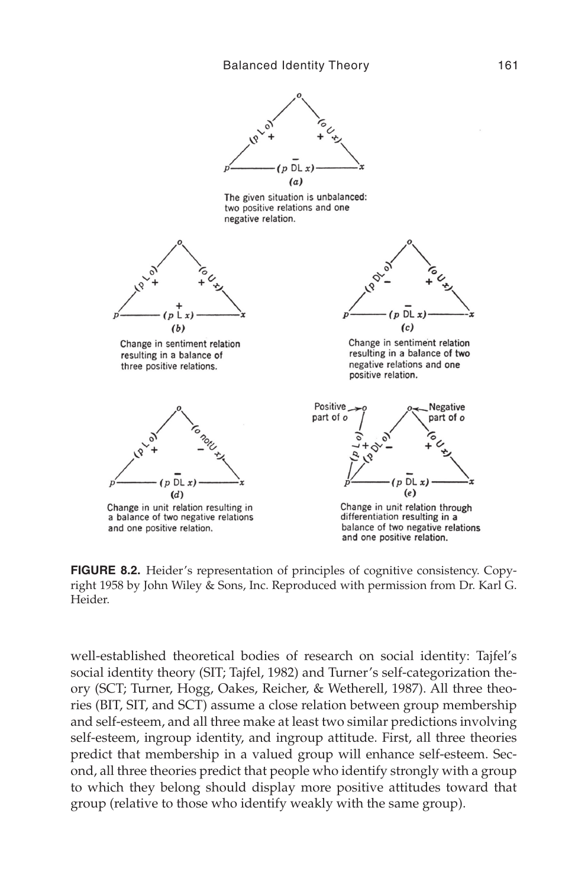**FIGURE 8.2.** Heider's representation of principles of cognitive consistency. Copyright 1958 by John Wiley & Sons, Inc. Reproduced with permission from Dr. Karl G. Heider.

well-established theoretical bodies of research on social identity: Tajfel's social identity theory (SIT; Tajfel, 1982) and Turner's self-categorization theory (SCT; Turner, Hogg, Oakes, Reicher, & Wetherell, 1987). All three theories (BIT, SIT, and SCT) assume a close relation between group membership and self-esteem, and all three make at least two similar predictions involving self-esteem, ingroup identity, and ingroup attitude. First, all three theories predict that membership in a valued group will enhance self-esteem. Second, all three theories predict that people who identify strongly with a group to which they belong should display more positive attitudes toward that group (relative to those who identify weakly with the same group).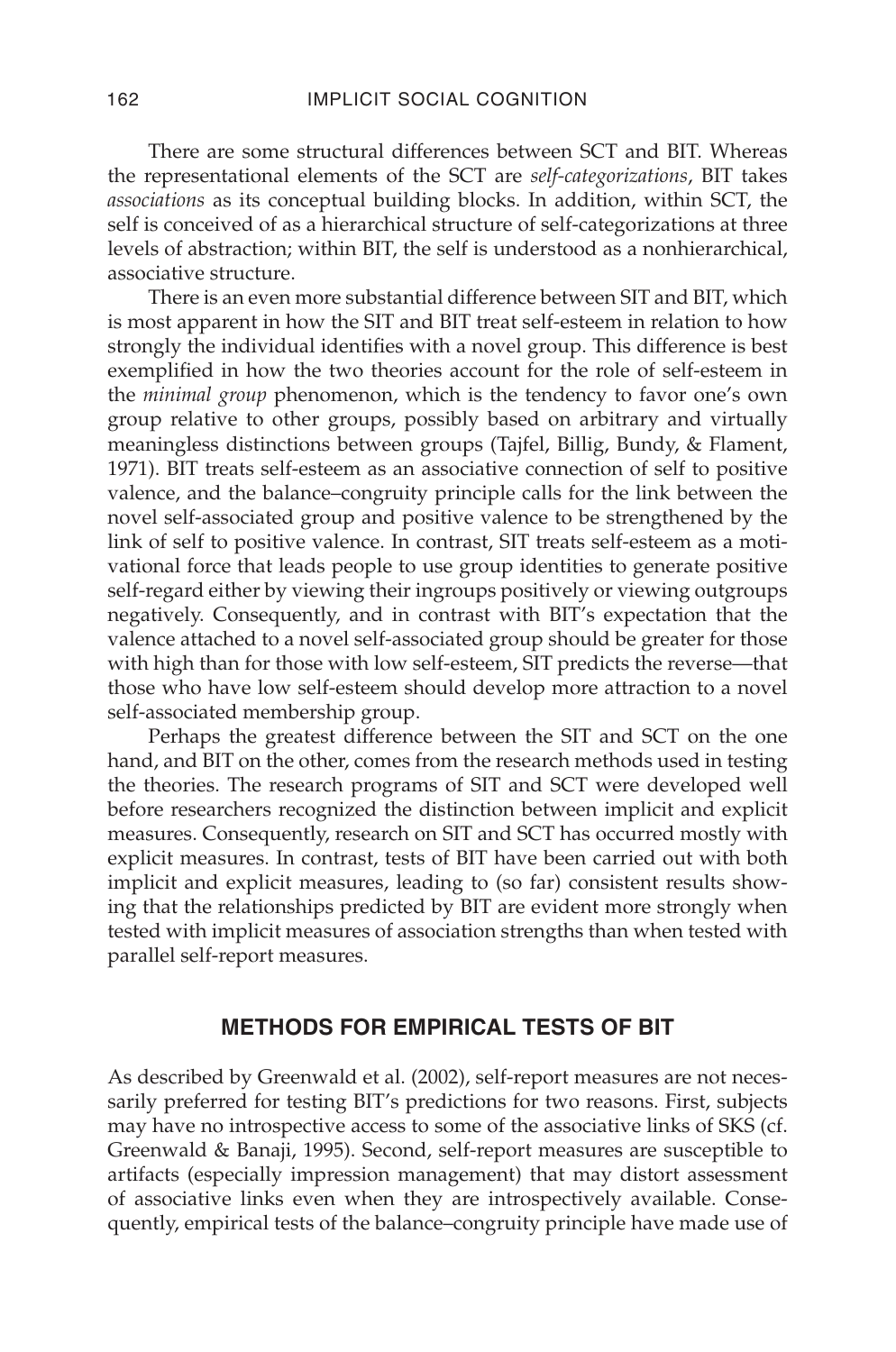There are some structural differences between SCT and BIT. Whereas the representational elements of the SCT are *self-categorizations*, BIT takes *associations* as its conceptual building blocks. In addition, within SCT, the self is conceived of as a hierarchical structure of self-categorizations at three levels of abstraction; within BIT, the self is understood as a nonhierarchical, associative structure.

There is an even more substantial difference between SIT and BIT, which is most apparent in how the SIT and BIT treat self-esteem in relation to how strongly the individual identifies with a novel group. This difference is best exemplified in how the two theories account for the role of self-esteem in the *minimal group* phenomenon, which is the tendency to favor one's own group relative to other groups, possibly based on arbitrary and virtually meaningless distinctions between groups (Tajfel, Billig, Bundy, & Flament, 1971). BIT treats self-esteem as an associative connection of self to positive valence, and the balance–congruity principle calls for the link between the novel self-associated group and positive valence to be strengthened by the link of self to positive valence. In contrast, SIT treats self-esteem as a motivational force that leads people to use group identities to generate positive self-regard either by viewing their ingroups positively or viewing outgroups negatively. Consequently, and in contrast with BIT's expectation that the valence attached to a novel self-associated group should be greater for those with high than for those with low self-esteem, SIT predicts the reverse—that those who have low self-esteem should develop more attraction to a novel self-associated membership group.

Perhaps the greatest difference between the SIT and SCT on the one hand, and BIT on the other, comes from the research methods used in testing the theories. The research programs of SIT and SCT were developed well before researchers recognized the distinction between implicit and explicit measures. Consequently, research on SIT and SCT has occurred mostly with explicit measures. In contrast, tests of BIT have been carried out with both implicit and explicit measures, leading to (so far) consistent results showing that the relationships predicted by BIT are evident more strongly when tested with implicit measures of association strengths than when tested with parallel self-report measures.

## METHODS FOR EMPIRICAL TESTS OF BIT

As described by Greenwald et al. (2002), self-report measures are not necessarily preferred for testing BIT's predictions for two reasons. First, subjects may have no introspective access to some of the associative links of SKS (cf. Greenwald & Banaji, 1995). Second, self-report measures are susceptible to artifacts (especially impression management) that may distort assessment of associative links even when they are introspectively available. Consequently, empirical tests of the balance–congruity principle have made use of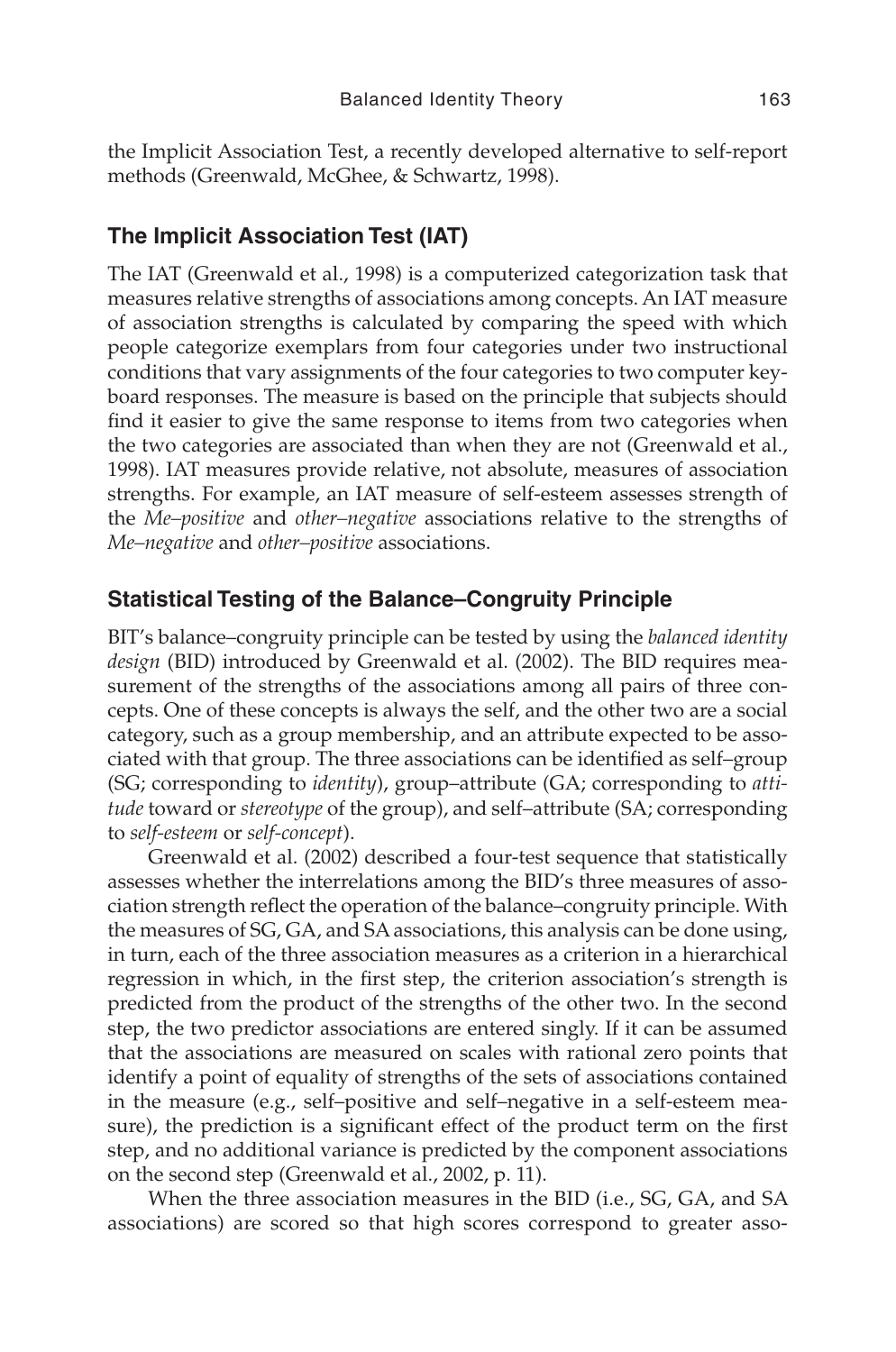the Implicit Association Test, a recently developed alternative to self-report methods (Greenwald, McGhee, & Schwartz, 1998).

## The Implicit Association Test (IAT)

The IAT (Greenwald et al., 1998) is a computerized categorization task that measures relative strengths of associations among concepts. An IAT measure of association strengths is calculated by comparing the speed with which people categorize exemplars from four categories under two instructional conditions that vary assignments of the four categories to two computer keyboard responses. The measure is based on the principle that subjects should find it easier to give the same response to items from two categories when the two categories are associated than when they are not (Greenwald et al., 1998). IAT measures provide relative, not absolute, measures of association strengths. For example, an IAT measure of self-esteem assesses strength of the *Me–positive* and *other–negative* associations relative to the strengths of *Me–negative* and *other–positive* associations.

## Statistical Testing of the Balance–Congruity Principle

BIT's balance–congruity principle can be tested by using the *balanced identity design* (BID) introduced by Greenwald et al. (2002). The BID requires measurement of the strengths of the associations among all pairs of three concepts. One of these concepts is always the self, and the other two are a social category, such as a group membership, and an attribute expected to be associated with that group. The three associations can be identified as self–group (SG; corresponding to *identity*), group–attribute (GA; corresponding to *attitude* toward or *stereotype* of the group), and self–attribute (SA; corresponding to *self-esteem* or *self-concept*).

Greenwald et al. (2002) described a four-test sequence that statistically assesses whether the interrelations among the BID's three measures of association strength reflect the operation of the balance–congruity principle. With the measures of SG, GA, and SA associations, this analysis can be done using, in turn, each of the three association measures as a criterion in a hierarchical regression in which, in the first step, the criterion association's strength is predicted from the product of the strengths of the other two. In the second step, the two predictor associations are entered singly. If it can be assumed that the associations are measured on scales with rational zero points that identify a point of equality of strengths of the sets of associations contained in the measure (e.g., self–positive and self–negative in a self-esteem measure), the prediction is a significant effect of the product term on the first step, and no additional variance is predicted by the component associations on the second step (Greenwald et al., 2002, p. 11).

When the three association measures in the BID (i.e., SG, GA, and SA associations) are scored so that high scores correspond to greater asso-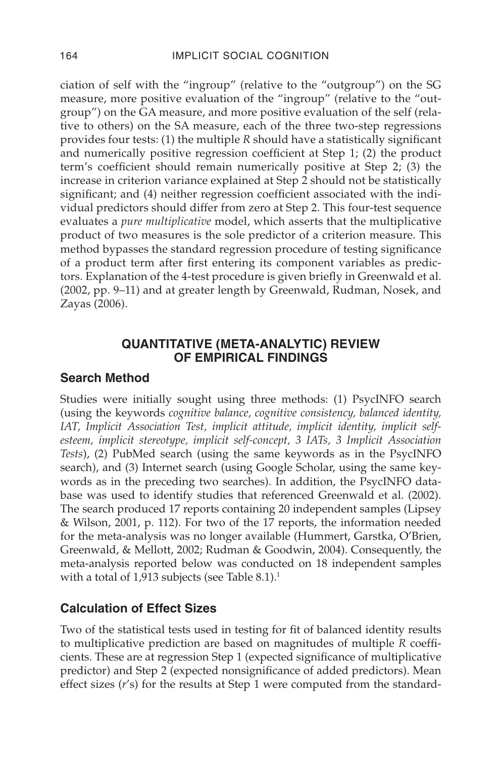ciation of self with the "ingroup" (relative to the "outgroup") on the SG measure, more positive evaluation of the "ingroup" (relative to the "outgroup") on the GA measure, and more positive evaluation of the self (relative to others) on the SA measure, each of the three two-step regressions provides four tests: (1) the multiple *R* should have a statistically significant and numerically positive regression coefficient at Step 1; (2) the product term's coefficient should remain numerically positive at Step 2; (3) the increase in criterion variance explained at Step 2 should not be statistically significant; and (4) neither regression coefficient associated with the individual predictors should differ from zero at Step 2. This four-test sequence evaluates a *pure multiplicative* model, which asserts that the multiplicative product of two measures is the sole predictor of a criterion measure. This method bypasses the standard regression procedure of testing significance of a product term after first entering its component variables as predictors. Explanation of the 4-test procedure is given briefly in Greenwald et al. (2002, pp. 9–11) and at greater length by Greenwald, Rudman, Nosek, and Zayas (2006).

## QUANTITATIVE (META-ANALYTIC) REVIEW OF EMPIRICAL FINDINGS

### Search Method

Studies were initially sought using three methods: (1) PsycINFO search (using the keywords *cognitive balance, cognitive consistency, balanced identity, IAT, Implicit Association Test, implicit attitude, implicit identity, implicit self-esteem, implicit stereotype, implicit self-concept, 3 IATs, 3 Implicit Association Tests*), (2) PubMed search (using the same keywords as in the PsycINFO search), and (3) Internet search (using Google Scholar, using the same keywords as in the preceding two searches). In addition, the PsycINFO database was used to identify studies that referenced Greenwald et al. (2002). The search produced 17 reports containing 20 independent samples (Lipsey & Wilson, 2001, p. 112). For two of the 17 reports, the information needed for the meta-analysis was no longer available (Hummert, Garstka, O'Brien, Greenwald, & Mellott, 2002; Rudman & Goodwin, 2004). Consequently, the meta-analysis reported below was conducted on 18 independent samples with a total of 1,913 subjects (see Table 8.1).[1]

### Calculation of Effect Sizes

Two of the statistical tests used in testing for fit of balanced identity results to multiplicative prediction are based on magnitudes of multiple *R* coefficients. These are at regression Step 1 (expected significance of multiplicative predictor) and Step 2 (expected nonsignificance of added predictors). Mean effect sizes (*r*'s) for the results at Step 1 were computed from the standard-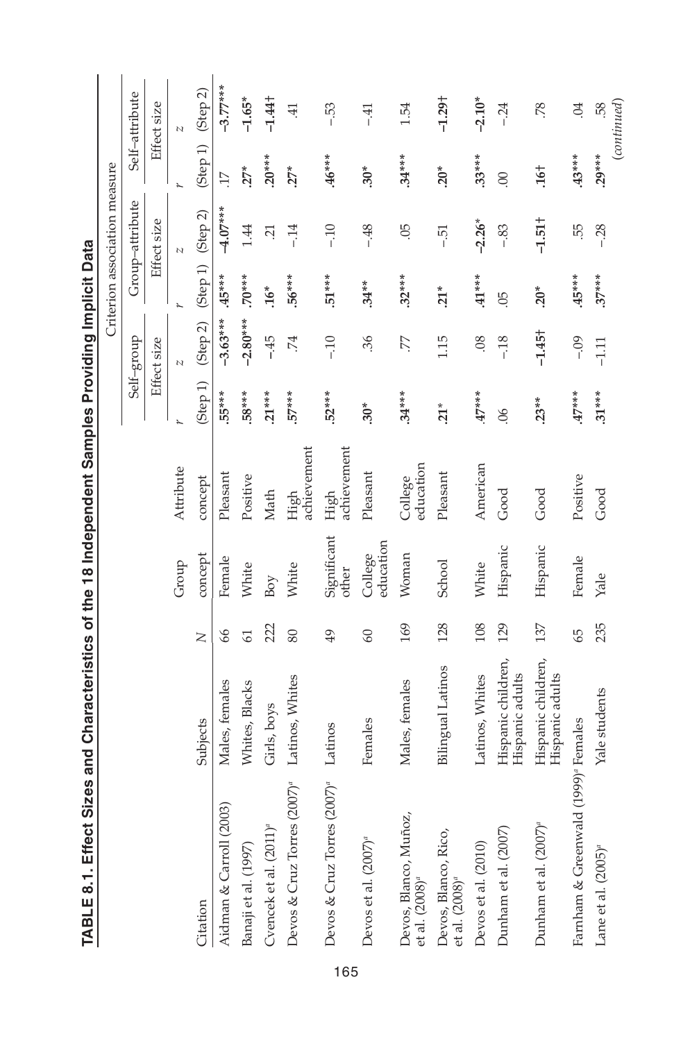**TABLE 8.1. Effect Sizes and Characteristics of the 18 Independent Samples Providing Implicit Data**

| | | | | | Criterion association measure | | | | | |
|---|---|---|---|---|---|---|---|---|---|---|
| | | | | | Self–group | | Group–attribute | | Self–attribute | |
| | | | | | Effect size | | Effect size | | Effect size | |
| Citation | Subjects | *N* | Group concept | Attribute concept | *r* (Step 1) | *z* (Step 2) | *r* (Step 1) | *z* (Step 2) | *r* (Step 1) | *z* (Step 2) |
| Aidman & Carroll (2003) | Males, females | 66 | Female | Pleasant | **.55*\*\*** | **–3.63*\*\*** | **.45*\*\*** | **–4.07*\*\*** | .17 | **–3.77*\*\*** |
| Banaji et al. (1997) | Whites, Blacks | 61 | White | Positive | **.58*\*\*** | **–2.80*\*\*** | **.70*\*\*** | 1.44 | **.27\*** | **–1.65\*** |
| Cvencek et al. (2011)[a] | Girls, boys | 222 | Boy | Math | **.21*\*\*** | –.45 | **.16\*** | .21 | **.20*\*\*** | **–1.44†** |
| Devos & Cruz Torres (2007)[a] | Latinos, Whites | 80 | White | High achievement | **.57*\*\*** | .74 | **.56*\*\*** | –.14 | **.27\*** | .41 |
| Devos & Cruz Torres (2007)[a] | Latinos | 49 | Significant other | High achievement | **.52*\*\*** | –.10 | **.51*\*\*** | –.10 | **.46*\*\*** | –.53 |
| Devos et al. (2007)[a] | Females | 60 | College education | Pleasant | **.30\*** | .36 | **.34\*\*** | –.48 | **.30\*** | –.41 |
| Devos, Blanco, Muñoz, et al. (2008)[a] | Males, females | 169 | Woman | College education | **.34*\*\*** | .77 | **.32*\*\*** | .05 | **.34*\*\*** | 1.54 |
| Devos, Blanco, Rico, et al. (2008)[a] | Bilingual Latinos | 128 | School | Pleasant | **.21\*** | 1.15 | **.21\*** | –.51 | **.20\*** | **–1.29†** |
| Devos et al. (2010) | Latinos, Whites | 108 | White | American | **.47*\*\*** | .08 | **.41*\*\*** | **–2.26\*** | **.33*\*\*** | **–2.10\*** |
| Dunham et al. (2007) | Hispanic children, Hispanic adults | 129 | Hispanic | Good | .06 | –.18 | .05 | –.83 | .00 | –.24 |
| Dunham et al. (2007)[a] | Hispanic children, Hispanic adults | 137 | Hispanic | Good | **.23\*\*** | **–1.45†** | **.20\*** | **–1.51†** | **.16†** | .78 |
| Farnham & Greenwald (1999)[a] | Females | 65 | Female | Positive | **.47*\*\*** | –.09 | **.45*\*\*** | .55 | **.43*\*\*** | .04 |
| Lane et al. (2005)[a] | Yale students | 235 | Yale | Good | **.31*\*\*** | –1.11 | **.37*\*\*** | –.28 | **.29*\*\*** | .58 |

(*continued*)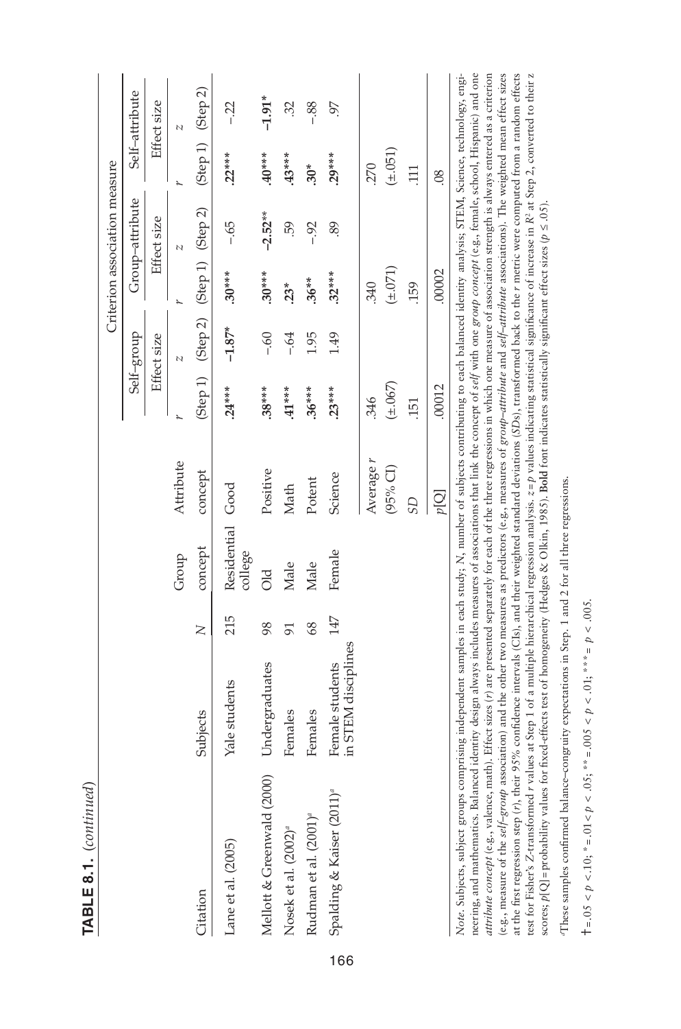**TABLE 8.1.** *(continued)*

| | | | | | Criterion association measure | | | | | |
|---|---|---|---|---|---|---|---|---|---|---|
| | | | | | Self–group | | Group–attribute | | Self–attribute | |
| | | | | | Effect size | | Effect size | | Effect size | |
| | | | Group | Attribute | $r$ | $z$ | $r$ | $z$ | $r$ | $z$ |
| Citation | Subjects | $N$ | concept | concept | (Step 1) | (Step 2) | (Step 1) | (Step 2) | (Step 1) | (Step 2) |
| Lane et al. (2005) | Yale students | 215 | Residential college | Good | **.24\*\*\*** | **–1.87**† | **.30\*\*\*** | –.65 | **.22\*\*\*** | –.22 |
| Mellott & Greenwald (2000) | Undergraduates | 98 | Old | Positive | **.38\*\*\*** | –.60 | **.30\*\*\*** | **–2.52\*\*** | **.40\*\*\*** | **–1.91\*** |
| Nosek et al. (2002)[a] | Females | 91 | Male | Math | **.41\*\*\*** | –.64 | **.23\*** | .59 | **.43\*\*\*** | .32 |
| Rudman et al. (2001)[a] | Females | 68 | Male | Potent | **.36\*\*\*** | 1.95 | **.36\*\*** | –.92 | **.30\*** | –.88 |
| Spalding & Kaiser (2011)[a] | Female students in STEM disciplines | 147 | Female | Science | **.23\*\*\*** | 1.49 | **.32\*\*\*** | .89 | **.29\*\*\*** | .97 |
| | | | | Average $r$ | .346 | | .340 | | .270 | |
| | | | | (95% CI) | (±.067) | | (±.071) | | (±.051) | |
| | | | | $SD$ | .151 | | .159 | | .111 | |
| | | | | $p$[Q] | .00012 | | .00002 | | .08 | |

*Note*. Subjects, subject groups comprising independent samples in each study; $N$, number of subjects contributing to each balanced identity analysis; STEM, Science, technology, engineering, and mathematics. Balanced identity design always includes measures of associations that link the concept of *self* with one *group concept* (e.g., female, school, Hispanic) and one *attribute concept* (e.g., valence, math). Effect sizes ($r$) are presented separately for each of the three regressions in which one measure of association strength is always entered as a criterion (e.g., measure of the *self–group* association) and the other two measures as predictors (e.g., measures of *group–attribute* and *self–attribute* associations). The weighted mean effect sizes at the first regression step ($r$), their 95% confidence intervals (CIs), and their weighted standard deviations ($SD$s), transformed back to the $r$ metric were computed from a random effects test for Fisher's $Z$-transformed $r$ values at Step 1 of a multiple hierarchical regression analysis. $z = p$ values indicating statistical significance of increase in $R^2$ at Step 2, converted to their $z$ scores; $p$[Q] = probability values for fixed-effects test of homogeneity (Hedges & Olkin, 1985). **Bold** font indicates statistically significant effect sizes ($p \leq .05$).

[a]These samples confirmed balance–congruity expectations in Step. 1 and 2 for all three regressions.

† = $.05 < p < .10$; \* = $.01 < p < .05$; \*\* = $.005 < p < .01$; \*\*\* = $p < .005$.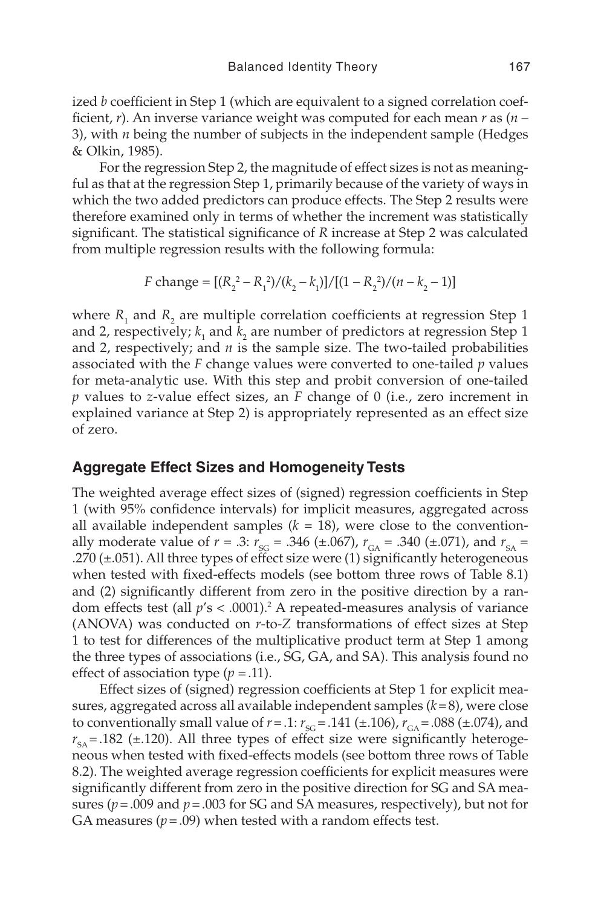ized *b* coefficient in Step 1 (which are equivalent to a signed correlation coefficient, *r*). An inverse variance weight was computed for each mean *r* as ($n - 3$), with *n* being the number of subjects in the independent sample (Hedges & Olkin, 1985).

For the regression Step 2, the magnitude of effect sizes is not as meaningful as that at the regression Step 1, primarily because of the variety of ways in which the two added predictors can produce effects. The Step 2 results were therefore examined only in terms of whether the increment was statistically significant. The statistical significance of *R* increase at Step 2 was calculated from multiple regression results with the following formula:

$$F \text{ change} = [(R_2^2 - R_1^2)/(k_2 - k_1)]/[(1 - R_2^2)/(n - k_2 - 1)]$$

where $R_1$ and $R_2$ are multiple correlation coefficients at regression Step 1 and 2, respectively; $k_1$ and $k_2$ are number of predictors at regression Step 1 and 2, respectively; and *n* is the sample size. The two-tailed probabilities associated with the *F* change values were converted to one-tailed *p* values for meta-analytic use. With this step and probit conversion of one-tailed *p* values to *z*-value effect sizes, an *F* change of 0 (i.e., zero increment in explained variance at Step 2) is appropriately represented as an effect size of zero.

## Aggregate Effect Sizes and Homogeneity Tests

The weighted average effect sizes of (signed) regression coefficients in Step 1 (with 95% confidence intervals) for implicit measures, aggregated across all available independent samples ($k = 18$), were close to the conventionally moderate value of $r = .3$: $r_{SG} = .346$ (±.067), $r_{GA} = .340$ (±.071), and $r_{SA} = .270$ (±.051). All three types of effect size were (1) significantly heterogeneous when tested with fixed-effects models (see bottom three rows of Table 8.1) and (2) significantly different from zero in the positive direction by a random effects test (all $p$'s < .0001).[2] A repeated-measures analysis of variance (ANOVA) was conducted on *r*-to-*Z* transformations of effect sizes at Step 1 to test for differences of the multiplicative product term at Step 1 among the three types of associations (i.e., SG, GA, and SA). This analysis found no effect of association type ($p = .11$).

Effect sizes of (signed) regression coefficients at Step 1 for explicit measures, aggregated across all available independent samples ($k = 8$), were close to conventionally small value of $r = .1$: $r_{SG} = .141$ (±.106), $r_{GA} = .088$ (±.074), and $r_{SA} = .182$ (±.120). All three types of effect size were significantly heterogeneous when tested with fixed-effects models (see bottom three rows of Table 8.2). The weighted average regression coefficients for explicit measures were significantly different from zero in the positive direction for SG and SA measures ($p = .009$ and $p = .003$ for SG and SA measures, respectively), but not for GA measures ($p = .09$) when tested with a random effects test.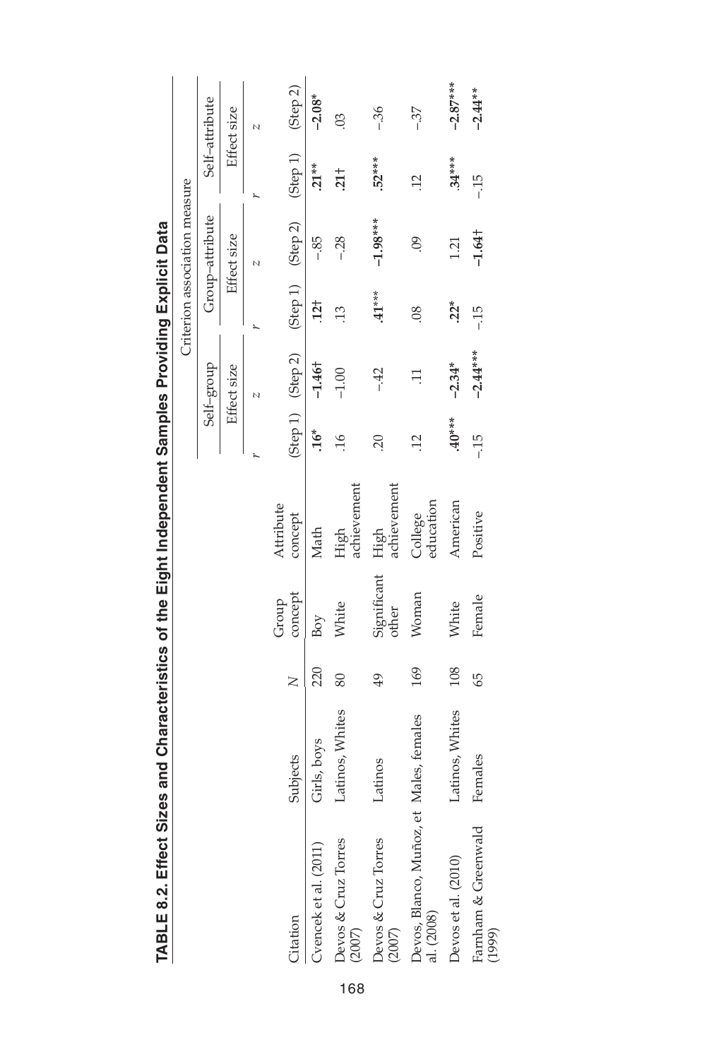**TABLE 8.2. Effect Sizes and Characteristics of the Eight Independent Samples Providing Explicit Data**

| | | | | | Criterion association measure | | | | | |
|---|---|---|---|---|---|---|---|---|---|---|
| | | | | | Self–group | | Group–attribute | | Self–attribute | |
| | | | | | Effect size | | Effect size | | Effect size | |
| | | | | | $r$ | $z$ | $r$ | $z$ | $r$ | $z$ |
| Citation | Subjects | $N$ | Group concept | Attribute concept | (Step 1) | (Step 2) | (Step 1) | (Step 2) | (Step 1) | (Step 2) |
| Cvencek et al. (2011) | Girls, boys | 220 | Boy | Math | **.16*** | **–1.46†** | **.12†** | –.85 | **.21**** | **–2.08*** |
| Devos & Cruz Torres (2007) | Latinos, Whites | 80 | White | High achievement | .16 | –1.00 | .13 | –.28 | **.21†** | .03 |
| Devos & Cruz Torres (2007) | Latinos | 49 | Significant other | High achievement | .20 | –.42 | **.41***** | **–1.98***** | **.52***** | –.36 |
| Devos, Blanco, Muñoz, et al. (2008) | Males, females | 169 | Woman | College education | .12 | .11 | .08 | .09 | .12 | –.37 |
| Devos et al. (2010) | Latinos, Whites | 108 | White | American | **.40***** | **–2.34*** | **.22*** | 1.21 | **.34***** | **–2.87***** |
| Farnham & Greenwald (1999) | Females | 65 | Female | Positive | –.15 | **–2.44***** | –.15 | **–1.64†** | –.15 | **–2.44**** |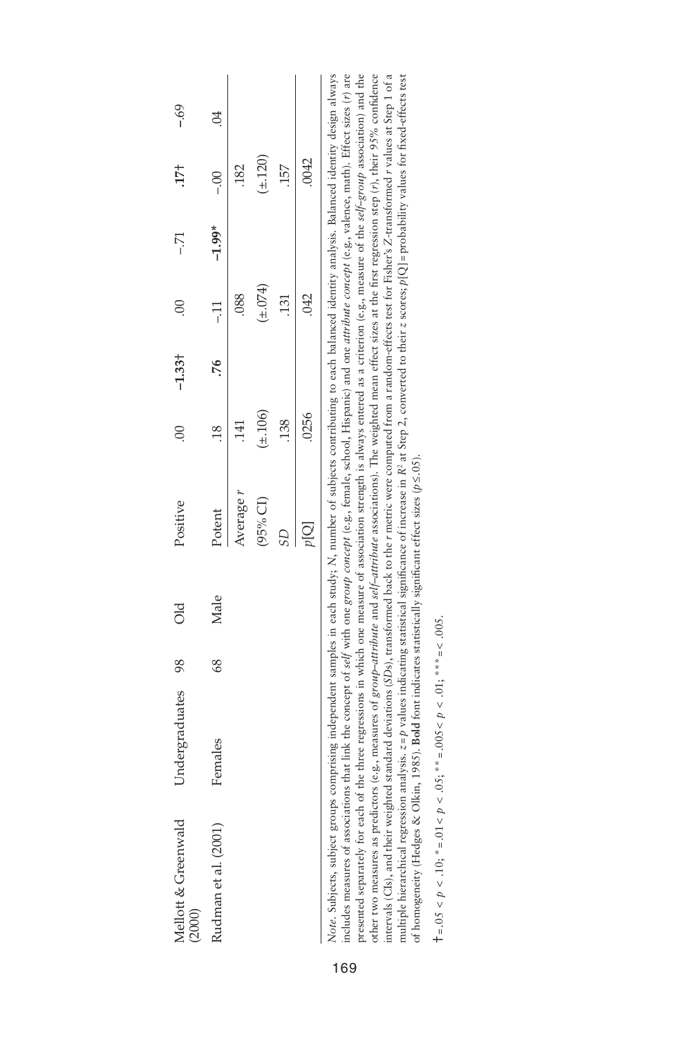| | | | | | | | | | | |
|---|---|---|---|---|---|---|---|---|---|---|
| Mellott & Greenwald (2000) | Undergraduates | 98 | Old | Positive | .00 | **−1.33**† | .00 | −.71 | **.17**† | −.69 |
| Rudman et al. (2001) | Females | 68 | Male | Potent | .18 | **.76** | −.11 | **−1.99***  | −.00 | .04 |
| | | | | Average *r* | .141 | | .088 | | .182 | |
| | | | | (95% CI) | (±.106) | | (±.074) | | (±.120) | |
| | | | | *SD* | .138 | | .131 | | .157 | |
| | | | | *p*[Q] | .0256 | | .042 | | .0042 | |

*Note*. Subjects, subject groups comprising independent samples in each study; *N*, number of subjects contributing to each balanced identity analysis. Balanced identity design always includes measures of associations that link the concept of *self* with one *group concept* (e.g., female, school, Hispanic) and one *attribute concept* (e.g., valence, math). Effect sizes (*r*) are presented separately for each of the three regressions in which one measure of association strength is always entered as a criterion (e.g., measure of the *self–group* association) and the other two measures as predictors (e.g., measures of *group–attribute* and *self–attribute* associations). The weighted mean effect sizes at the first regression step (*r*), their 95% confidence intervals (CIs), and their weighted standard deviations (*SD*s), transformed back to the *r* metric were computed from a random-effects test for Fisher's *Z*-transformed *r* values at Step 1 of a multiple hierarchical regression analysis. *z* = *p* values indicating statistical significance of increase in $R^2$ at Step 2, converted to their *z* scores; *p*[Q] = probability values for fixed-effects test of homogeneity (Hedges & Olkin, 1985). **Bold** font indicates statistically significant effect sizes ($p \leq .05$).

† = $.05 < p < .10$; * = $.01 < p < .05$; ** = $.005 < p < .01$; *** = $< .005$.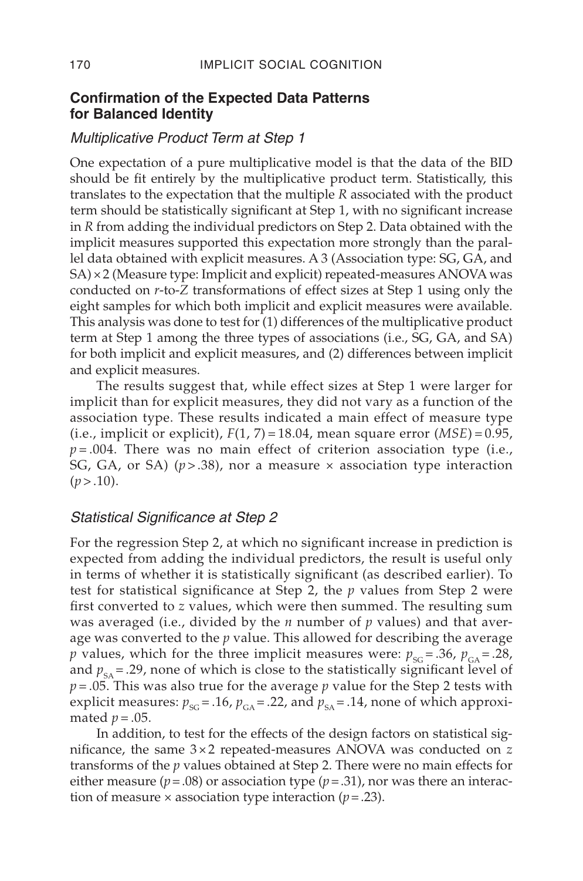## Confirmation of the Expected Data Patterns for Balanced Identity

### *Multiplicative Product Term at Step 1*

One expectation of a pure multiplicative model is that the data of the BID should be fit entirely by the multiplicative product term. Statistically, this translates to the expectation that the multiple *R* associated with the product term should be statistically significant at Step 1, with no significant increase in *R* from adding the individual predictors on Step 2. Data obtained with the implicit measures supported this expectation more strongly than the parallel data obtained with explicit measures. A 3 (Association type: SG, GA, and SA) × 2 (Measure type: Implicit and explicit) repeated-measures ANOVA was conducted on *r*-to-*Z* transformations of effect sizes at Step 1 using only the eight samples for which both implicit and explicit measures were available. This analysis was done to test for (1) differences of the multiplicative product term at Step 1 among the three types of associations (i.e., SG, GA, and SA) for both implicit and explicit measures, and (2) differences between implicit and explicit measures.

The results suggest that, while effect sizes at Step 1 were larger for implicit than for explicit measures, they did not vary as a function of the association type. These results indicated a main effect of measure type (i.e., implicit or explicit), $F(1, 7) = 18.04$, mean square error ($MSE$) = 0.95, $p = .004$. There was no main effect of criterion association type (i.e., SG, GA, or SA) ($p > .38$), nor a measure × association type interaction ($p > .10$).

### *Statistical Significance at Step 2*

For the regression Step 2, at which no significant increase in prediction is expected from adding the individual predictors, the result is useful only in terms of whether it is statistically significant (as described earlier). To test for statistical significance at Step 2, the *p* values from Step 2 were first converted to *z* values, which were then summed. The resulting sum was averaged (i.e., divided by the *n* number of *p* values) and that average was converted to the *p* value. This allowed for describing the average *p* values, which for the three implicit measures were: $p_{SG} = .36$, $p_{GA} = .28$, and $p_{SA} = .29$, none of which is close to the statistically significant level of $p = .05$. This was also true for the average *p* value for the Step 2 tests with explicit measures: $p_{SG} = .16$, $p_{GA} = .22$, and $p_{SA} = .14$, none of which approximated $p = .05$.

In addition, to test for the effects of the design factors on statistical significance, the same 3 × 2 repeated-measures ANOVA was conducted on *z* transforms of the *p* values obtained at Step 2. There were no main effects for either measure ($p = .08$) or association type ($p = .31$), nor was there an interaction of measure × association type interaction ($p = .23$).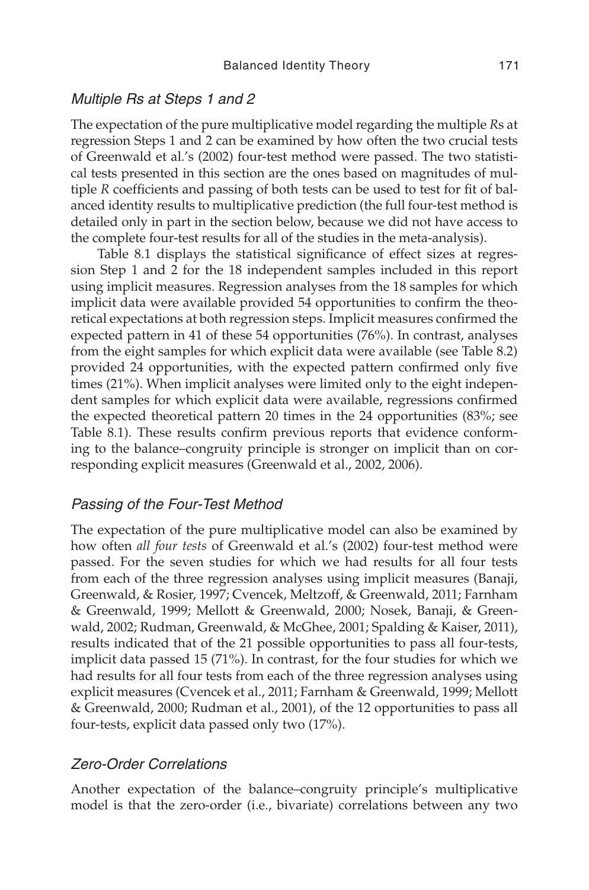### *Multiple Rs at Steps 1 and 2*

The expectation of the pure multiplicative model regarding the multiple *R*s at regression Steps 1 and 2 can be examined by how often the two crucial tests of Greenwald et al.'s (2002) four-test method were passed. The two statistical tests presented in this section are the ones based on magnitudes of multiple *R* coefficients and passing of both tests can be used to test for fit of balanced identity results to multiplicative prediction (the full four-test method is detailed only in part in the section below, because we did not have access to the complete four-test results for all of the studies in the meta-analysis).

Table 8.1 displays the statistical significance of effect sizes at regression Step 1 and 2 for the 18 independent samples included in this report using implicit measures. Regression analyses from the 18 samples for which implicit data were available provided 54 opportunities to confirm the theoretical expectations at both regression steps. Implicit measures confirmed the expected pattern in 41 of these 54 opportunities (76%). In contrast, analyses from the eight samples for which explicit data were available (see Table 8.2) provided 24 opportunities, with the expected pattern confirmed only five times (21%). When implicit analyses were limited only to the eight independent samples for which explicit data were available, regressions confirmed the expected theoretical pattern 20 times in the 24 opportunities (83%; see Table 8.1). These results confirm previous reports that evidence conforming to the balance–congruity principle is stronger on implicit than on corresponding explicit measures (Greenwald et al., 2002, 2006).

### *Passing of the Four-Test Method*

The expectation of the pure multiplicative model can also be examined by how often *all four tests* of Greenwald et al.'s (2002) four-test method were passed. For the seven studies for which we had results for all four tests from each of the three regression analyses using implicit measures (Banaji, Greenwald, & Rosier, 1997; Cvencek, Meltzoff, & Greenwald, 2011; Farnham & Greenwald, 1999; Mellott & Greenwald, 2000; Nosek, Banaji, & Greenwald, 2002; Rudman, Greenwald, & McGhee, 2001; Spalding & Kaiser, 2011), results indicated that of the 21 possible opportunities to pass all four-tests, implicit data passed 15 (71%). In contrast, for the four studies for which we had results for all four tests from each of the three regression analyses using explicit measures (Cvencek et al., 2011; Farnham & Greenwald, 1999; Mellott & Greenwald, 2000; Rudman et al., 2001), of the 12 opportunities to pass all four-tests, explicit data passed only two (17%).

### *Zero-Order Correlations*

Another expectation of the balance–congruity principle's multiplicative model is that the zero-order (i.e., bivariate) correlations between any two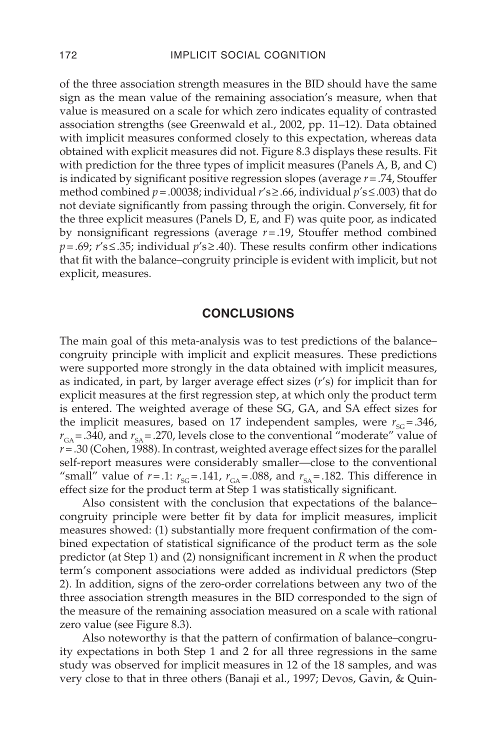of the three association strength measures in the BID should have the same sign as the mean value of the remaining association's measure, when that value is measured on a scale for which zero indicates equality of contrasted association strengths (see Greenwald et al., 2002, pp. 11–12). Data obtained with implicit measures conformed closely to this expectation, whereas data obtained with explicit measures did not. Figure 8.3 displays these results. Fit with prediction for the three types of implicit measures (Panels A, B, and C) is indicated by significant positive regression slopes (average $r = .74$, Stouffer method combined $p = .00038$; individual $r$'s $\geq .66$, individual $p$'s $\leq .003$) that do not deviate significantly from passing through the origin. Conversely, fit for the three explicit measures (Panels D, E, and F) was quite poor, as indicated by nonsignificant regressions (average $r = .19$, Stouffer method combined $p = .69$; $r$'s $\leq .35$; individual $p$'s $\geq .40$). These results confirm other indications that fit with the balance–congruity principle is evident with implicit, but not explicit, measures.

## CONCLUSIONS

The main goal of this meta-analysis was to test predictions of the balance–congruity principle with implicit and explicit measures. These predictions were supported more strongly in the data obtained with implicit measures, as indicated, in part, by larger average effect sizes ($r$'s) for implicit than for explicit measures at the first regression step, at which only the product term is entered. The weighted average of these SG, GA, and SA effect sizes for the implicit measures, based on 17 independent samples, were $r_{SG} = .346$, $r_{GA} = .340$, and $r_{SA} = .270$, levels close to the conventional "moderate" value of $r = .30$ (Cohen, 1988). In contrast, weighted average effect sizes for the parallel self-report measures were considerably smaller—close to the conventional "small" value of $r = .1$: $r_{SG} = .141$, $r_{GA} = .088$, and $r_{SA} = .182$. This difference in effect size for the product term at Step 1 was statistically significant.

Also consistent with the conclusion that expectations of the balance–congruity principle were better fit by data for implicit measures, implicit measures showed: (1) substantially more frequent confirmation of the combined expectation of statistical significance of the product term as the sole predictor (at Step 1) and (2) nonsignificant increment in $R$ when the product term's component associations were added as individual predictors (Step 2). In addition, signs of the zero-order correlations between any two of the three association strength measures in the BID corresponded to the sign of the measure of the remaining association measured on a scale with rational zero value (see Figure 8.3).

Also noteworthy is that the pattern of confirmation of balance–congruity expectations in both Step 1 and 2 for all three regressions in the same study was observed for implicit measures in 12 of the 18 samples, and was very close to that in three others (Banaji et al., 1997; Devos, Gavin, & Quin-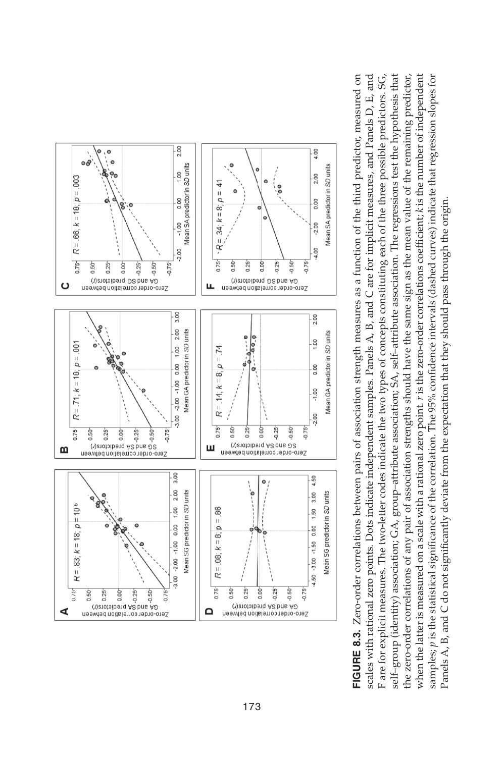**FIGURE 8.3.** Zero-order correlations between pairs of association strength measures as a function of the third predictor, measured on scales with rational zero points. Dots indicate independent samples. Panels A, B, and C are for implicit measures, and Panels D, E, and F are for explicit measures. The two-letter codes indicate the two types of concepts constituting each of the three possible predictors. SG, self–group (identity) association; GA, group–attribute association; SA, self–attribute association. The regressions test the hypothesis that the zero-order correlations of any pair of association strengths should have the same sign as the mean value of the remaining predictor, when the latter is measured on a scale with a rational zero point. *r* is the zero-order correlations coefficient; *k* is the number of independent samples; *p* is the statistical significance of the correlation. The 95% confidence intervals (dashed curves) indicate that regression slopes for Panels A, B, and C do not significantly deviate from the expectation that they should pass through the origin.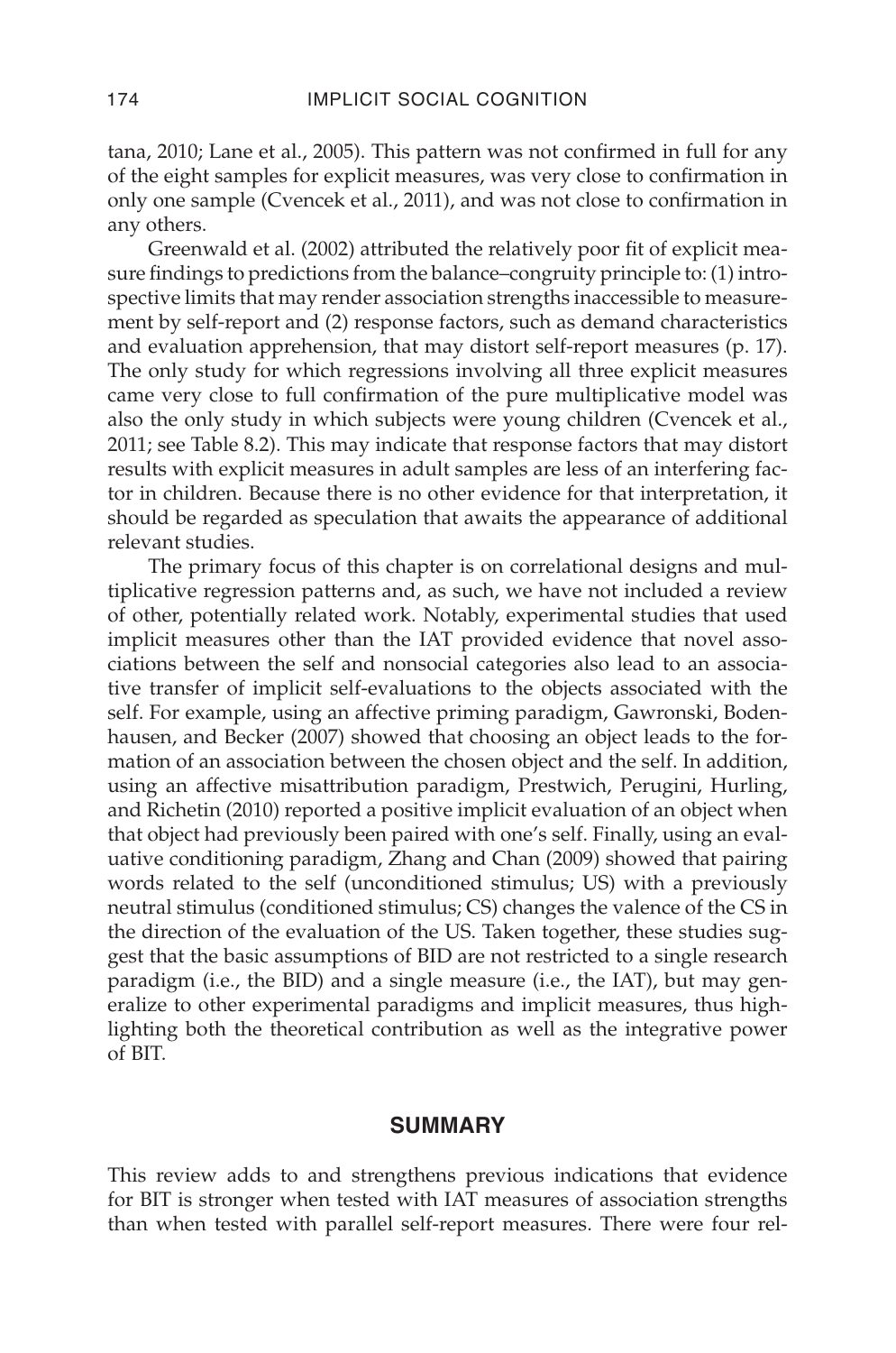tana, 2010; Lane et al., 2005). This pattern was not confirmed in full for any of the eight samples for explicit measures, was very close to confirmation in only one sample (Cvencek et al., 2011), and was not close to confirmation in any others.

Greenwald et al. (2002) attributed the relatively poor fit of explicit measure findings to predictions from the balance–congruity principle to: (1) introspective limits that may render association strengths inaccessible to measurement by self-report and (2) response factors, such as demand characteristics and evaluation apprehension, that may distort self-report measures (p. 17). The only study for which regressions involving all three explicit measures came very close to full confirmation of the pure multiplicative model was also the only study in which subjects were young children (Cvencek et al., 2011; see Table 8.2). This may indicate that response factors that may distort results with explicit measures in adult samples are less of an interfering factor in children. Because there is no other evidence for that interpretation, it should be regarded as speculation that awaits the appearance of additional relevant studies.

The primary focus of this chapter is on correlational designs and multiplicative regression patterns and, as such, we have not included a review of other, potentially related work. Notably, experimental studies that used implicit measures other than the IAT provided evidence that novel associations between the self and nonsocial categories also lead to an associative transfer of implicit self-evaluations to the objects associated with the self. For example, using an affective priming paradigm, Gawronski, Bodenhausen, and Becker (2007) showed that choosing an object leads to the formation of an association between the chosen object and the self. In addition, using an affective misattribution paradigm, Prestwich, Perugini, Hurling, and Richetin (2010) reported a positive implicit evaluation of an object when that object had previously been paired with one's self. Finally, using an evaluative conditioning paradigm, Zhang and Chan (2009) showed that pairing words related to the self (unconditioned stimulus; US) with a previously neutral stimulus (conditioned stimulus; CS) changes the valence of the CS in the direction of the evaluation of the US. Taken together, these studies suggest that the basic assumptions of BID are not restricted to a single research paradigm (i.e., the BID) and a single measure (i.e., the IAT), but may generalize to other experimental paradigms and implicit measures, thus highlighting both the theoretical contribution as well as the integrative power of BIT.

## SUMMARY

This review adds to and strengthens previous indications that evidence for BIT is stronger when tested with IAT measures of association strengths than when tested with parallel self-report measures. There were four rel-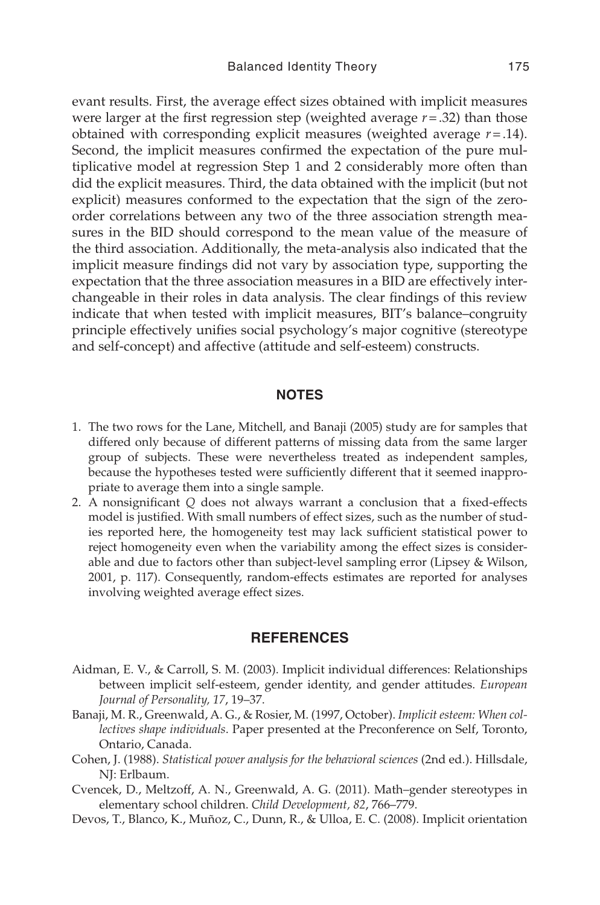evant results. First, the average effect sizes obtained with implicit measures were larger at the first regression step (weighted average $r = .32$) than those obtained with corresponding explicit measures (weighted average $r = .14$). Second, the implicit measures confirmed the expectation of the pure multiplicative model at regression Step 1 and 2 considerably more often than did the explicit measures. Third, the data obtained with the implicit (but not explicit) measures conformed to the expectation that the sign of the zero-order correlations between any two of the three association strength measures in the BID should correspond to the mean value of the measure of the third association. Additionally, the meta-analysis also indicated that the implicit measure findings did not vary by association type, supporting the expectation that the three association measures in a BID are effectively interchangeable in their roles in data analysis. The clear findings of this review indicate that when tested with implicit measures, BIT's balance–congruity principle effectively unifies social psychology's major cognitive (stereotype and self-concept) and affective (attitude and self-esteem) constructs.

## NOTES

1. The two rows for the Lane, Mitchell, and Banaji (2005) study are for samples that differed only because of different patterns of missing data from the same larger group of subjects. These were nevertheless treated as independent samples, because the hypotheses tested were sufficiently different that it seemed inappropriate to average them into a single sample.
2. A nonsignificant $Q$ does not always warrant a conclusion that a fixed-effects model is justified. With small numbers of effect sizes, such as the number of studies reported here, the homogeneity test may lack sufficient statistical power to reject homogeneity even when the variability among the effect sizes is considerable and due to factors other than subject-level sampling error (Lipsey & Wilson, 2001, p. 117). Consequently, random-effects estimates are reported for analyses involving weighted average effect sizes.

## REFERENCES

Aidman, E. V., & Carroll, S. M. (2003). Implicit individual differences: Relationships between implicit self-esteem, gender identity, and gender attitudes. *European Journal of Personality, 17*, 19–37.

Banaji, M. R., Greenwald, A. G., & Rosier, M. (1997, October). *Implicit esteem: When collectives shape individuals*. Paper presented at the Preconference on Self, Toronto, Ontario, Canada.

Cohen, J. (1988). *Statistical power analysis for the behavioral sciences* (2nd ed.). Hillsdale, NJ: Erlbaum.

Cvencek, D., Meltzoff, A. N., Greenwald, A. G. (2011). Math–gender stereotypes in elementary school children. *Child Development, 82*, 766–779.

Devos, T., Blanco, K., Muñoz, C., Dunn, R., & Ulloa, E. C. (2008). Implicit orientation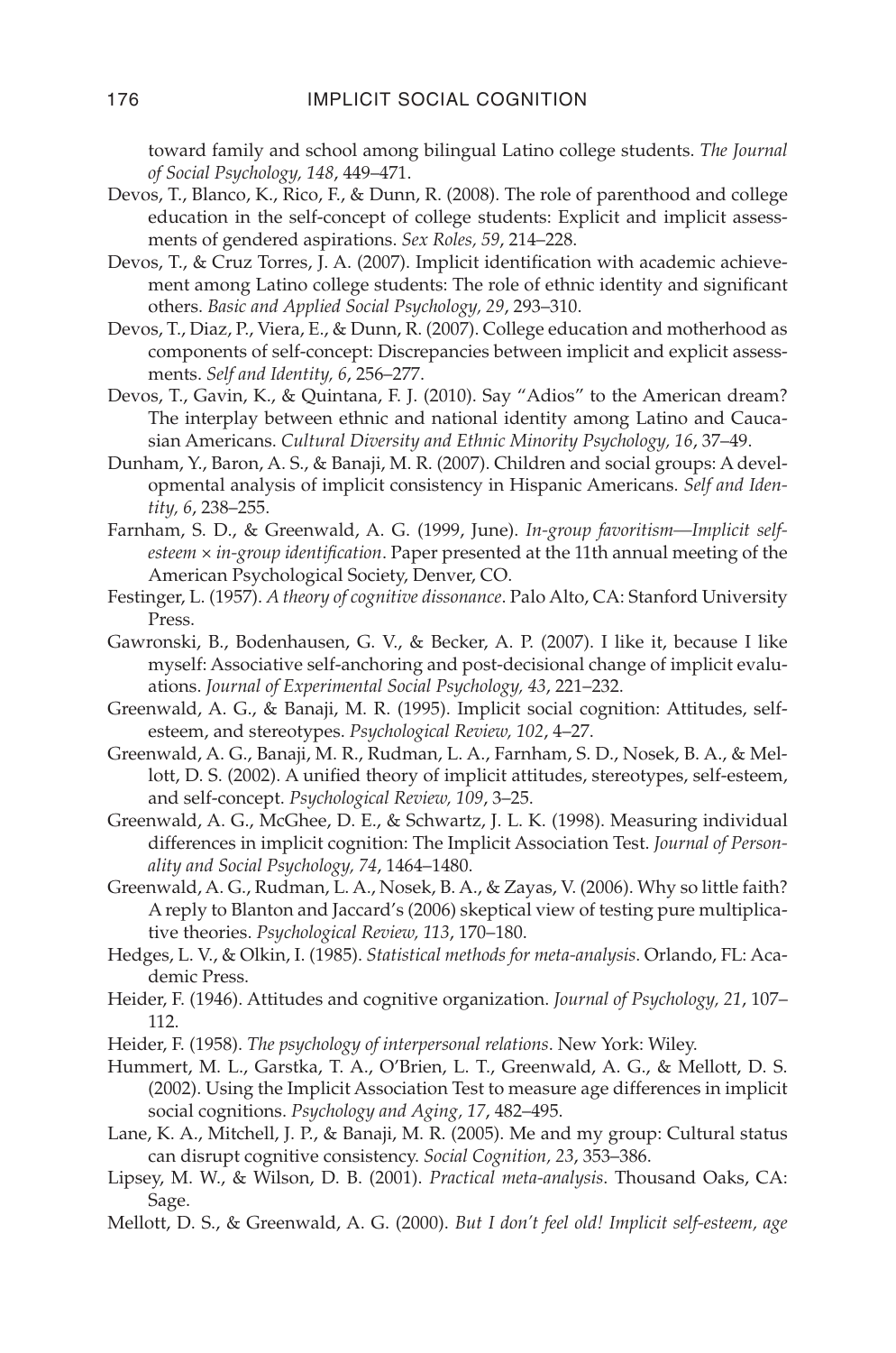toward family and school among bilingual Latino college students. *The Journal of Social Psychology, 148*, 449–471.

Devos, T., Blanco, K., Rico, F., & Dunn, R. (2008). The role of parenthood and college education in the self-concept of college students: Explicit and implicit assessments of gendered aspirations. *Sex Roles, 59*, 214–228.

Devos, T., & Cruz Torres, J. A. (2007). Implicit identification with academic achievement among Latino college students: The role of ethnic identity and significant others. *Basic and Applied Social Psychology, 29*, 293–310.

Devos, T., Diaz, P., Viera, E., & Dunn, R. (2007). College education and motherhood as components of self-concept: Discrepancies between implicit and explicit assessments. *Self and Identity, 6*, 256–277.

Devos, T., Gavin, K., & Quintana, F. J. (2010). Say "Adios" to the American dream? The interplay between ethnic and national identity among Latino and Caucasian Americans. *Cultural Diversity and Ethnic Minority Psychology, 16*, 37–49.

Dunham, Y., Baron, A. S., & Banaji, M. R. (2007). Children and social groups: A developmental analysis of implicit consistency in Hispanic Americans. *Self and Identity, 6*, 238–255.

Farnham, S. D., & Greenwald, A. G. (1999, June). *In-group favoritism—Implicit self-esteem × in-group identification*. Paper presented at the 11th annual meeting of the American Psychological Society, Denver, CO.

Festinger, L. (1957). *A theory of cognitive dissonance*. Palo Alto, CA: Stanford University Press.

Gawronski, B., Bodenhausen, G. V., & Becker, A. P. (2007). I like it, because I like myself: Associative self-anchoring and post-decisional change of implicit evaluations. *Journal of Experimental Social Psychology, 43*, 221–232.

Greenwald, A. G., & Banaji, M. R. (1995). Implicit social cognition: Attitudes, self-esteem, and stereotypes. *Psychological Review, 102*, 4–27.

Greenwald, A. G., Banaji, M. R., Rudman, L. A., Farnham, S. D., Nosek, B. A., & Mellott, D. S. (2002). A unified theory of implicit attitudes, stereotypes, self-esteem, and self-concept. *Psychological Review, 109*, 3–25.

Greenwald, A. G., McGhee, D. E., & Schwartz, J. L. K. (1998). Measuring individual differences in implicit cognition: The Implicit Association Test. *Journal of Personality and Social Psychology, 74*, 1464–1480.

Greenwald, A. G., Rudman, L. A., Nosek, B. A., & Zayas, V. (2006). Why so little faith? A reply to Blanton and Jaccard's (2006) skeptical view of testing pure multiplicative theories. *Psychological Review, 113*, 170–180.

Hedges, L. V., & Olkin, I. (1985). *Statistical methods for meta-analysis*. Orlando, FL: Academic Press.

Heider, F. (1946). Attitudes and cognitive organization. *Journal of Psychology, 21*, 107–112.

Heider, F. (1958). *The psychology of interpersonal relations*. New York: Wiley.

Hummert, M. L., Garstka, T. A., O'Brien, L. T., Greenwald, A. G., & Mellott, D. S. (2002). Using the Implicit Association Test to measure age differences in implicit social cognitions. *Psychology and Aging, 17*, 482–495.

Lane, K. A., Mitchell, J. P., & Banaji, M. R. (2005). Me and my group: Cultural status can disrupt cognitive consistency. *Social Cognition, 23*, 353–386.

Lipsey, M. W., & Wilson, D. B. (2001). *Practical meta-analysis*. Thousand Oaks, CA: Sage.

Mellott, D. S., & Greenwald, A. G. (2000). *But I don't feel old! Implicit self-esteem, age*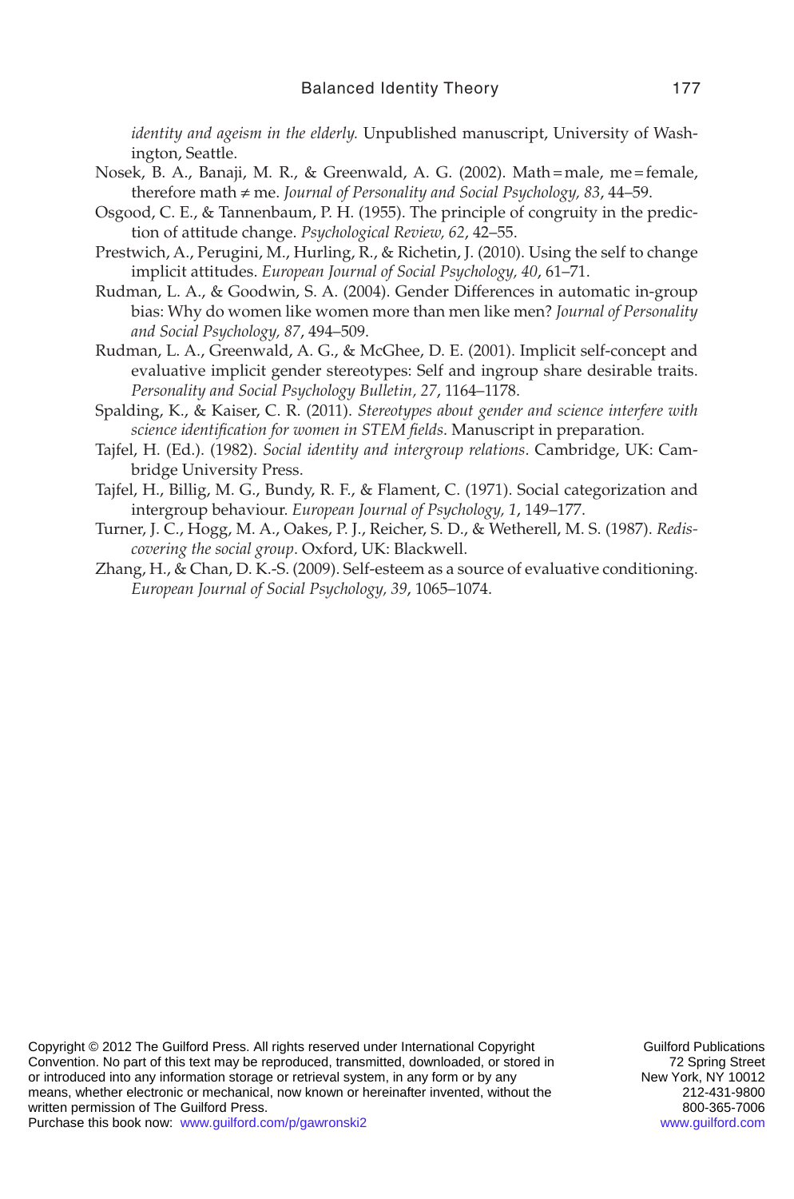*identity and ageism in the elderly.* Unpublished manuscript, University of Washington, Seattle.

Nosek, B. A., Banaji, M. R., & Greenwald, A. G. (2002). Math = male, me = female, therefore math ≠ me. *Journal of Personality and Social Psychology, 83*, 44–59.

Osgood, C. E., & Tannenbaum, P. H. (1955). The principle of congruity in the prediction of attitude change. *Psychological Review, 62*, 42–55.

Prestwich, A., Perugini, M., Hurling, R., & Richetin, J. (2010). Using the self to change implicit attitudes. *European Journal of Social Psychology, 40*, 61–71.

Rudman, L. A., & Goodwin, S. A. (2004). Gender Differences in automatic in-group bias: Why do women like women more than men like men? *Journal of Personality and Social Psychology, 87*, 494–509.

Rudman, L. A., Greenwald, A. G., & McGhee, D. E. (2001). Implicit self-concept and evaluative implicit gender stereotypes: Self and ingroup share desirable traits. *Personality and Social Psychology Bulletin, 27*, 1164–1178.

Spalding, K., & Kaiser, C. R. (2011). *Stereotypes about gender and science interfere with science identification for women in STEM fields*. Manuscript in preparation.

Tajfel, H. (Ed.). (1982). *Social identity and intergroup relations*. Cambridge, UK: Cambridge University Press.

Tajfel, H., Billig, M. G., Bundy, R. F., & Flament, C. (1971). Social categorization and intergroup behaviour. *European Journal of Psychology, 1*, 149–177.

Turner, J. C., Hogg, M. A., Oakes, P. J., Reicher, S. D., & Wetherell, M. S. (1987). *Rediscovering the social group*. Oxford, UK: Blackwell.

Zhang, H., & Chan, D. K.-S. (2009). Self-esteem as a source of evaluative conditioning. *European Journal of Social Psychology, 39*, 1065–1074.

Copyright © 2012 The Guilford Press. All rights reserved under International Copyright Convention. No part of this text may be reproduced, transmitted, downloaded, or stored in or introduced into any information storage or retrieval system, in any form or by any means, whether electronic or mechanical, now known or hereinafter invented, without the written permission of The Guilford Press.
Purchase this book now: www.guilford.com/p/gawronski2

Guilford Publications
72 Spring Street
New York, NY 10012
212-431-9800
800-365-7006
www.guilford.com